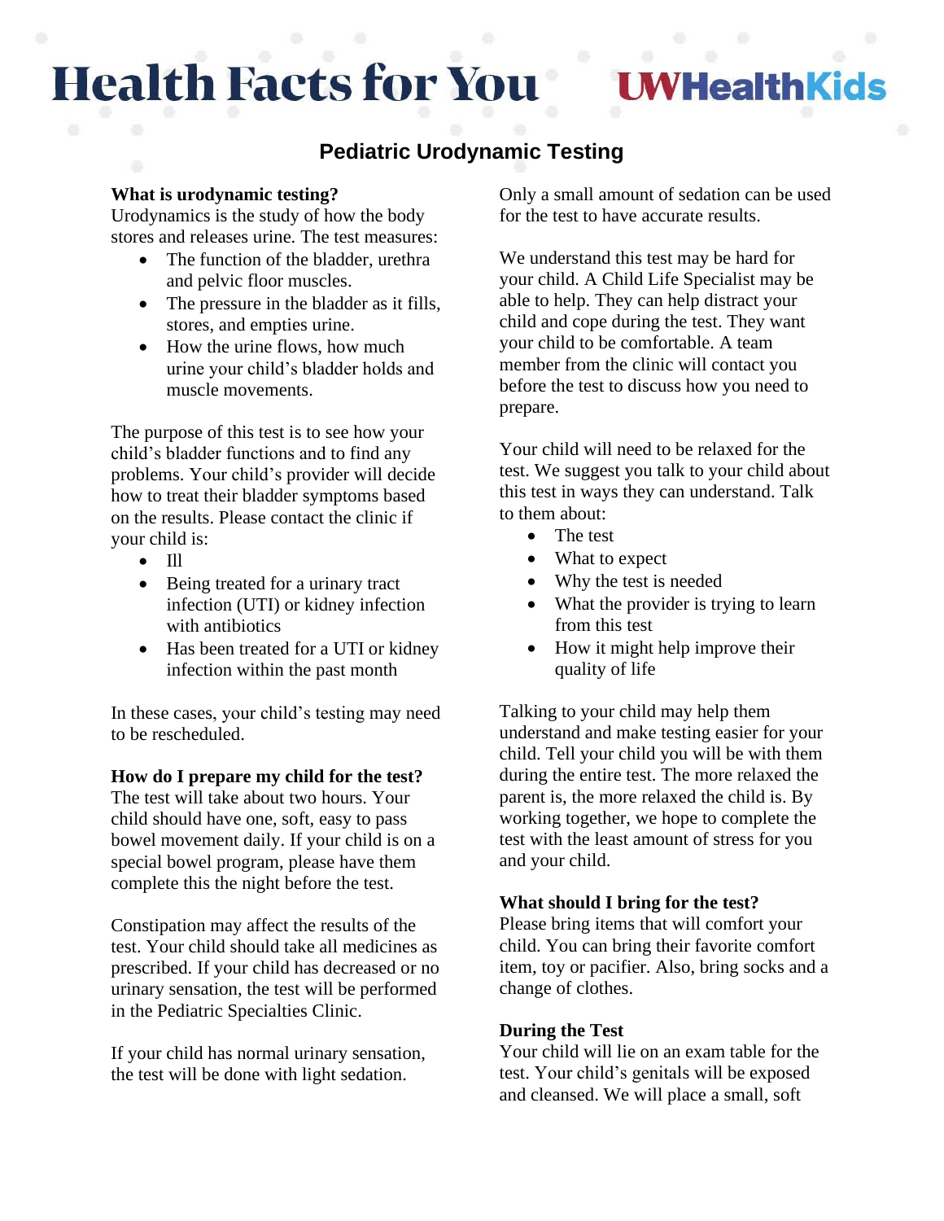# Health Facts for You

UWHealthKids

## Pediatric Urodynamic Testing

**What is urodynamic testing?**
Urodynamics is the study of how the body stores and releases urine. The test measures:

- The function of the bladder, urethra and pelvic floor muscles.
- The pressure in the bladder as it fills, stores, and empties urine.
- How the urine flows, how much urine your child's bladder holds and muscle movements.

The purpose of this test is to see how your child's bladder functions and to find any problems. Your child's provider will decide how to treat their bladder symptoms based on the results. Please contact the clinic if your child is:

- Ill
- Being treated for a urinary tract infection (UTI) or kidney infection with antibiotics
- Has been treated for a UTI or kidney infection within the past month

In these cases, your child's testing may need to be rescheduled.

**How do I prepare my child for the test?**
The test will take about two hours. Your child should have one, soft, easy to pass bowel movement daily. If your child is on a special bowel program, please have them complete this the night before the test.

Constipation may affect the results of the test. Your child should take all medicines as prescribed. If your child has decreased or no urinary sensation, the test will be performed in the Pediatric Specialties Clinic.

If your child has normal urinary sensation, the test will be done with light sedation. Only a small amount of sedation can be used for the test to have accurate results.

We understand this test may be hard for your child. A Child Life Specialist may be able to help. They can help distract your child and cope during the test. They want your child to be comfortable. A team member from the clinic will contact you before the test to discuss how you need to prepare.

Your child will need to be relaxed for the test. We suggest you talk to your child about this test in ways they can understand. Talk to them about:

- The test
- What to expect
- Why the test is needed
- What the provider is trying to learn from this test
- How it might help improve their quality of life

Talking to your child may help them understand and make testing easier for your child. Tell your child you will be with them during the entire test. The more relaxed the parent is, the more relaxed the child is. By working together, we hope to complete the test with the least amount of stress for you and your child.

**What should I bring for the test?**
Please bring items that will comfort your child. You can bring their favorite comfort item, toy or pacifier. Also, bring socks and a change of clothes.

**During the Test**
Your child will lie on an exam table for the test. Your child's genitals will be exposed and cleansed. We will place a small, soft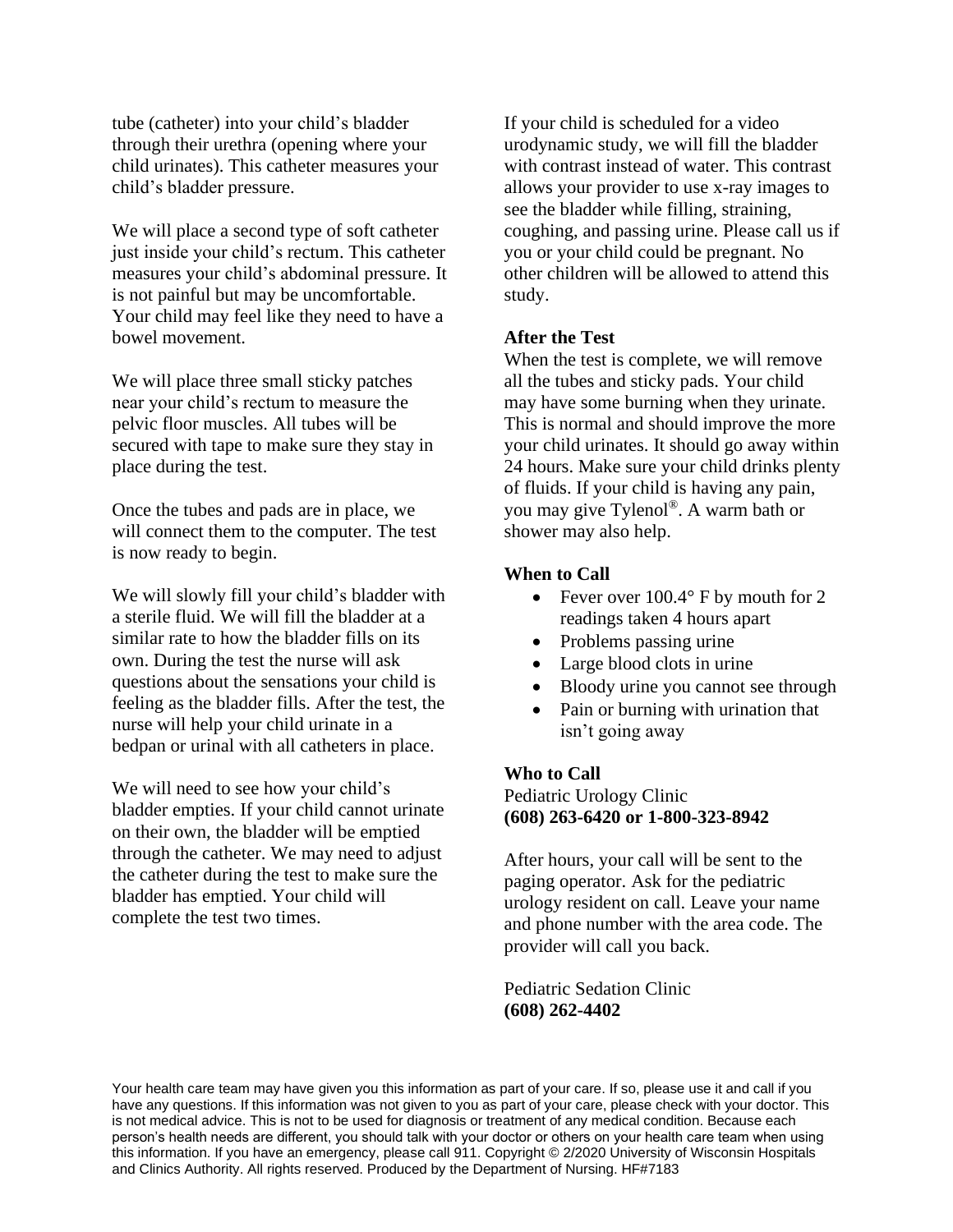tube (catheter) into your child's bladder through their urethra (opening where your child urinates). This catheter measures your child's bladder pressure.

We will place a second type of soft catheter just inside your child's rectum. This catheter measures your child's abdominal pressure. It is not painful but may be uncomfortable. Your child may feel like they need to have a bowel movement.

We will place three small sticky patches near your child's rectum to measure the pelvic floor muscles. All tubes will be secured with tape to make sure they stay in place during the test.

Once the tubes and pads are in place, we will connect them to the computer. The test is now ready to begin.

We will slowly fill your child's bladder with a sterile fluid. We will fill the bladder at a similar rate to how the bladder fills on its own. During the test the nurse will ask questions about the sensations your child is feeling as the bladder fills. After the test, the nurse will help your child urinate in a bedpan or urinal with all catheters in place.

We will need to see how your child's bladder empties. If your child cannot urinate on their own, the bladder will be emptied through the catheter. We may need to adjust the catheter during the test to make sure the bladder has emptied. Your child will complete the test two times.

If your child is scheduled for a video urodynamic study, we will fill the bladder with contrast instead of water. This contrast allows your provider to use x-ray images to see the bladder while filling, straining, coughing, and passing urine. Please call us if you or your child could be pregnant. No other children will be allowed to attend this study.

**After the Test**

When the test is complete, we will remove all the tubes and sticky pads. Your child may have some burning when they urinate. This is normal and should improve the more your child urinates. It should go away within 24 hours. Make sure your child drinks plenty of fluids. If your child is having any pain, you may give Tylenol®. A warm bath or shower may also help.

**When to Call**

- Fever over 100.4° F by mouth for 2 readings taken 4 hours apart
- Problems passing urine
- Large blood clots in urine
- Bloody urine you cannot see through
- Pain or burning with urination that isn't going away

**Who to Call**

Pediatric Urology Clinic
**(608) 263-6420 or 1-800-323-8942**

After hours, your call will be sent to the paging operator. Ask for the pediatric urology resident on call. Leave your name and phone number with the area code. The provider will call you back.

Pediatric Sedation Clinic
**(608) 262-4402**

Your health care team may have given you this information as part of your care. If so, please use it and call if you have any questions. If this information was not given to you as part of your care, please check with your doctor. This is not medical advice. This is not to be used for diagnosis or treatment of any medical condition. Because each person's health needs are different, you should talk with your doctor or others on your health care team when using this information. If you have an emergency, please call 911. Copyright © 2/2020 University of Wisconsin Hospitals and Clinics Authority. All rights reserved. Produced by the Department of Nursing. HF#7183